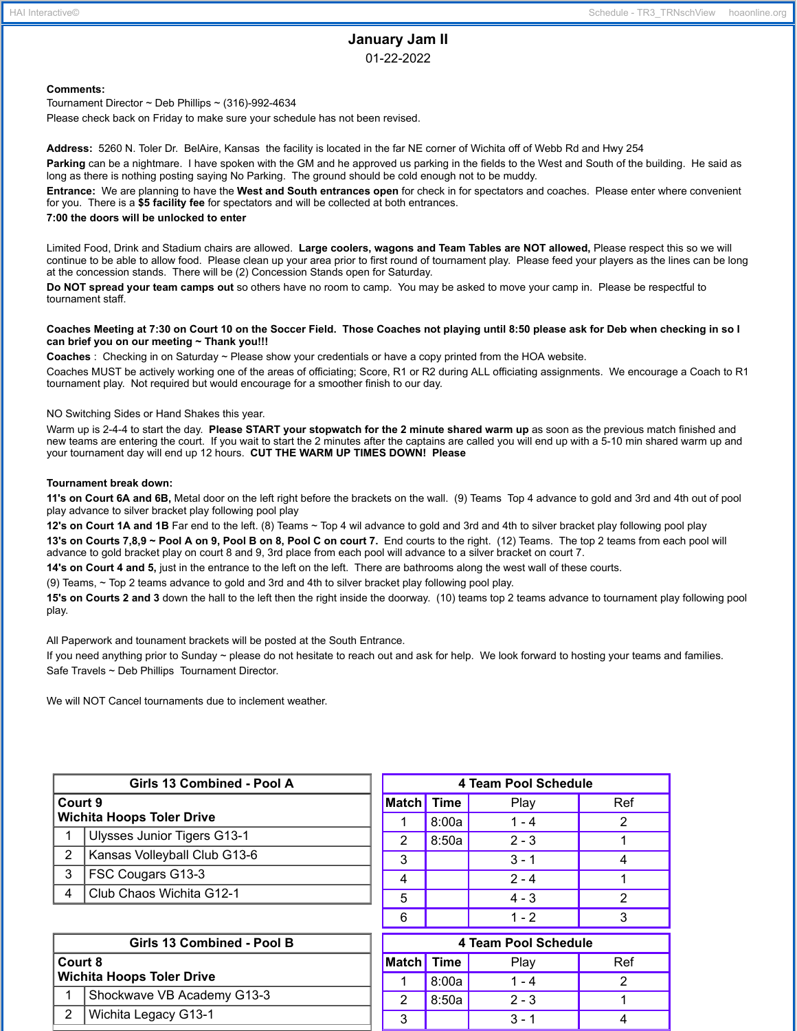# January Jam II

01-22-2022

**Comments:**
Tournament Director ~ Deb Phillips ~ (316)-992-4634
Please check back on Friday to make sure your schedule has not been revised.

**Address:** 5260 N. Toler Dr. BelAire, Kansas the facility is located in the far NE corner of Wichita off of Webb Rd and Hwy 254
**Parking** can be a nightmare. I have spoken with the GM and he approved us parking in the fields to the West and South of the building. He said as long as there is nothing posting saying No Parking. The ground should be cold enough not to be muddy.
**Entrance:** We are planning to have the **West and South entrances open** for check in for spectators and coaches. Please enter where convenient for you. There is a **$5 facility fee** for spectators and will be collected at both entrances.
**7:00 the doors will be unlocked to enter**

Limited Food, Drink and Stadium chairs are allowed. **Large coolers, wagons and Team Tables are NOT allowed,** Please respect this so we will continue to be able to allow food. Please clean up your area prior to first round of tournament play. Please feed your players as the lines can be long at the concession stands. There will be (2) Concession Stands open for Saturday.
**Do NOT spread your team camps out** so others have no room to camp. You may be asked to move your camp in. Please be respectful to tournament staff.

**Coaches Meeting at 7:30 on Court 10 on the Soccer Field. Those Coaches not playing until 8:50 please ask for Deb when checking in so I can brief you on our meeting ~ Thank you!!!**
**Coaches** : Checking in on Saturday ~ Please show your credentials or have a copy printed from the HOA website.
Coaches MUST be actively working one of the areas of officiating; Score, R1 or R2 during ALL officiating assignments. We encourage a Coach to R1 tournament play. Not required but would encourage for a smoother finish to our day.

NO Switching Sides or Hand Shakes this year.
Warm up is 2-4-4 to start the day. **Please START your stopwatch for the 2 minute shared warm up** as soon as the previous match finished and new teams are entering the court. If you wait to start the 2 minutes after the captains are called you will end up with a 5-10 min shared warm up and your tournament day will end up 12 hours. **CUT THE WARM UP TIMES DOWN! Please**

**Tournament break down:**
**11's on Court 6A and 6B,** Metal door on the left right before the brackets on the wall. (9) Teams Top 4 advance to gold and 3rd and 4th out of pool play advance to silver bracket play following pool play
**12's on Court 1A and 1B** Far end to the left. (8) Teams ~ Top 4 wil advance to gold and 3rd and 4th to silver bracket play following pool play
**13's on Courts 7,8,9 ~ Pool A on 9, Pool B on 8, Pool C on court 7.** End courts to the right. (12) Teams. The top 2 teams from each pool will advance to gold bracket play on court 8 and 9, 3rd place from each pool will advance to a silver bracket on court 7.
**14's on Court 4 and 5,** just in the entrance to the left on the left. There are bathrooms along the west wall of these courts.
(9) Teams, ~ Top 2 teams advance to gold and 3rd and 4th to silver bracket play following pool play.
**15's on Courts 2 and 3** down the hall to the left then the right inside the doorway. (10) teams top 2 teams advance to tournament play following pool play.

All Paperwork and tounament brackets will be posted at the South Entrance.
If you need anything prior to Sunday ~ please do not hesitate to reach out and ask for help. We look forward to hosting your teams and families.
Safe Travels ~ Deb Phillips Tournament Director.

We will NOT Cancel tournaments due to inclement weather.

**Girls 13 Combined - Pool A**

**Court 9**
**Wichita Hoops Toler Drive**

| | |
|---|---|
| 1 | Ulysses Junior Tigers G13-1 |
| 2 | Kansas Volleyball Club G13-6 |
| 3 | FSC Cougars G13-3 |
| 4 | Club Chaos Wichita G12-1 |

**4 Team Pool Schedule**

| Match | Time | Play | Ref |
|---|---|---|---|
| 1 | 8:00a | 1 - 4 | 2 |
| 2 | 8:50a | 2 - 3 | 1 |
| 3 | | 3 - 1 | 4 |
| 4 | | 2 - 4 | 1 |
| 5 | | 4 - 3 | 2 |
| 6 | | 1 - 2 | 3 |

**Girls 13 Combined - Pool B**

**Court 8**
**Wichita Hoops Toler Drive**

| | |
|---|---|
| 1 | Shockwave VB Academy G13-3 |
| 2 | Wichita Legacy G13-1 |

**4 Team Pool Schedule**

| Match | Time | Play | Ref |
|---|---|---|---|
| 1 | 8:00a | 1 - 4 | 2 |
| 2 | 8:50a | 2 - 3 | 1 |
| 3 | | 3 - 1 | 4 |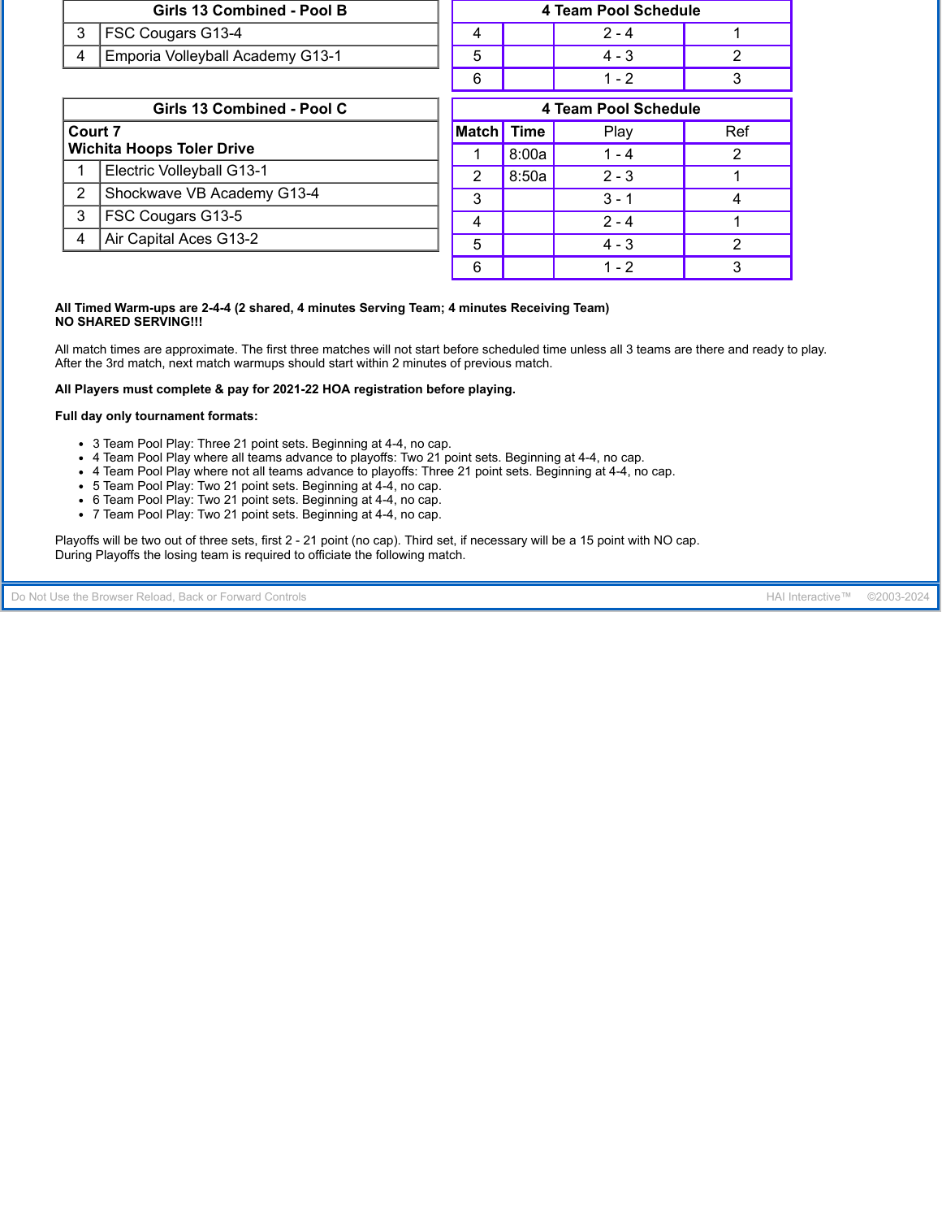| Girls 13 Combined - Pool B | |
|---|---|
| 3 | FSC Cougars G13-4 |
| 4 | Emporia Volleyball Academy G13-1 |

| 4 Team Pool Schedule | | | |
|---|---|---|---|
| 4 | | 2 - 4 | 1 |
| 5 | | 4 - 3 | 2 |
| 6 | | 1 - 2 | 3 |

| Girls 13 Combined - Pool C | |
|---|---|
| **Court 7** **Wichita Hoops Toler Drive** | |
| 1 | Electric Volleyball G13-1 |
| 2 | Shockwave VB Academy G13-4 |
| 3 | FSC Cougars G13-5 |
| 4 | Air Capital Aces G13-2 |

| 4 Team Pool Schedule | | | |
|---|---|---|---|
| **Match** | **Time** | Play | Ref |
| 1 | 8:00a | 1 - 4 | 2 |
| 2 | 8:50a | 2 - 3 | 1 |
| 3 | | 3 - 1 | 4 |
| 4 | | 2 - 4 | 1 |
| 5 | | 4 - 3 | 2 |
| 6 | | 1 - 2 | 3 |

**All Timed Warm-ups are 2-4-4 (2 shared, 4 minutes Serving Team; 4 minutes Receiving Team)**
**NO SHARED SERVING!!!**

All match times are approximate. The first three matches will not start before scheduled time unless all 3 teams are there and ready to play.
After the 3rd match, next match warmups should start within 2 minutes of previous match.

**All Players must complete & pay for 2021-22 HOA registration before playing.**

**Full day only tournament formats:**

- 3 Team Pool Play: Three 21 point sets. Beginning at 4-4, no cap.
- 4 Team Pool Play where all teams advance to playoffs: Two 21 point sets. Beginning at 4-4, no cap.
- 4 Team Pool Play where not all teams advance to playoffs: Three 21 point sets. Beginning at 4-4, no cap.
- 5 Team Pool Play: Two 21 point sets. Beginning at 4-4, no cap.
- 6 Team Pool Play: Two 21 point sets. Beginning at 4-4, no cap.
- 7 Team Pool Play: Two 21 point sets. Beginning at 4-4, no cap.

Playoffs will be two out of three sets, first 2 - 21 point (no cap). Third set, if necessary will be a 15 point with NO cap.
During Playoffs the losing team is required to officiate the following match.

Do Not Use the Browser Reload, Back or Forward Controls

HAI Interactive™ ©2003-2024